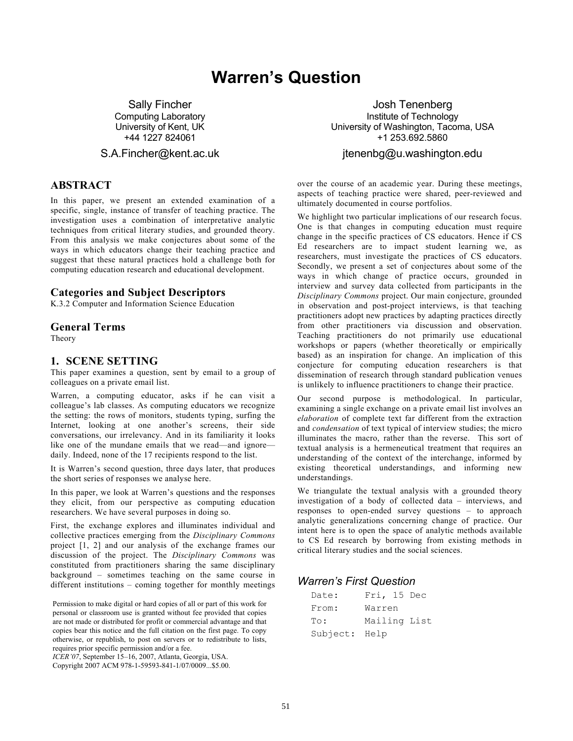# Warren's Question

Sally Fincher
Computing Laboratory
University of Kent, UK
+44 1227 824061
S.A.Fincher@kent.ac.uk

Josh Tenenberg
Institute of Technology
University of Washington, Tacoma, USA
+1 253.692.5860
jtenenbg@u.washington.edu

## ABSTRACT

In this paper, we present an extended examination of a specific, single, instance of transfer of teaching practice. The investigation uses a combination of interpretative analytic techniques from critical literary studies, and grounded theory. From this analysis we make conjectures about some of the ways in which educators change their teaching practice and suggest that these natural practices hold a challenge both for computing education research and educational development.

## Categories and Subject Descriptors

K.3.2 Computer and Information Science Education

## General Terms

Theory

## 1. SCENE SETTING

This paper examines a question, sent by email to a group of colleagues on a private email list.

Warren, a computing educator, asks if he can visit a colleague's lab classes. As computing educators we recognize the setting: the rows of monitors, students typing, surfing the Internet, looking at one another's screens, their side conversations, our irrelevancy. And in its familiarity it looks like one of the mundane emails that we read—and ignore—daily. Indeed, none of the 17 recipients respond to the list.

It is Warren's second question, three days later, that produces the short series of responses we analyse here.

In this paper, we look at Warren's questions and the responses they elicit, from our perspective as computing education researchers. We have several purposes in doing so.

First, the exchange explores and illuminates individual and collective practices emerging from the *Disciplinary Commons* project [1, 2] and our analysis of the exchange frames our discussion of the project. The *Disciplinary Commons* was constituted from practitioners sharing the same disciplinary background – sometimes teaching on the same course in different institutions – coming together for monthly meetings over the course of an academic year. During these meetings, aspects of teaching practice were shared, peer-reviewed and ultimately documented in course portfolios.

We highlight two particular implications of our research focus. One is that changes in computing education must require change in the specific practices of CS educators. Hence if CS Ed researchers are to impact student learning we, as researchers, must investigate the practices of CS educators. Secondly, we present a set of conjectures about some of the ways in which change of practice occurs, grounded in interview and survey data collected from participants in the *Disciplinary Commons* project. Our main conjecture, grounded in observation and post-project interviews, is that teaching practitioners adopt new practices by adapting practices directly from other practitioners via discussion and observation. Teaching practitioners do not primarily use educational workshops or papers (whether theoretically or empirically based) as an inspiration for change. An implication of this conjecture for computing education researchers is that dissemination of research through standard publication venues is unlikely to influence practitioners to change their practice.

Our second purpose is methodological. In particular, examining a single exchange on a private email list involves an *elaboration* of complete text far different from the extraction and *condensation* of text typical of interview studies; the micro illuminates the macro, rather than the reverse. This sort of textual analysis is a hermeneutical treatment that requires an understanding of the context of the interchange, informed by existing theoretical understandings, and informing new understandings.

We triangulate the textual analysis with a grounded theory investigation of a body of collected data – interviews, and responses to open-ended survey questions – to approach analytic generalizations concerning change of practice. Our intent here is to open the space of analytic methods available to CS Ed research by borrowing from existing methods in critical literary studies and the social sciences.

### *Warren's First Question*

```
Date:     Fri, 15 Dec
From:     Warren
To:       Mailing List
Subject:  Help
```

Permission to make digital or hard copies of all or part of this work for personal or classroom use is granted without fee provided that copies are not made or distributed for profit or commercial advantage and that copies bear this notice and the full citation on the first page. To copy otherwise, or republish, to post on servers or to redistribute to lists, requires prior specific permission and/or a fee.
*ICER'07*, September 15–16, 2007, Atlanta, Georgia, USA.
Copyright 2007 ACM 978-1-59593-841-1/07/0009...$5.00.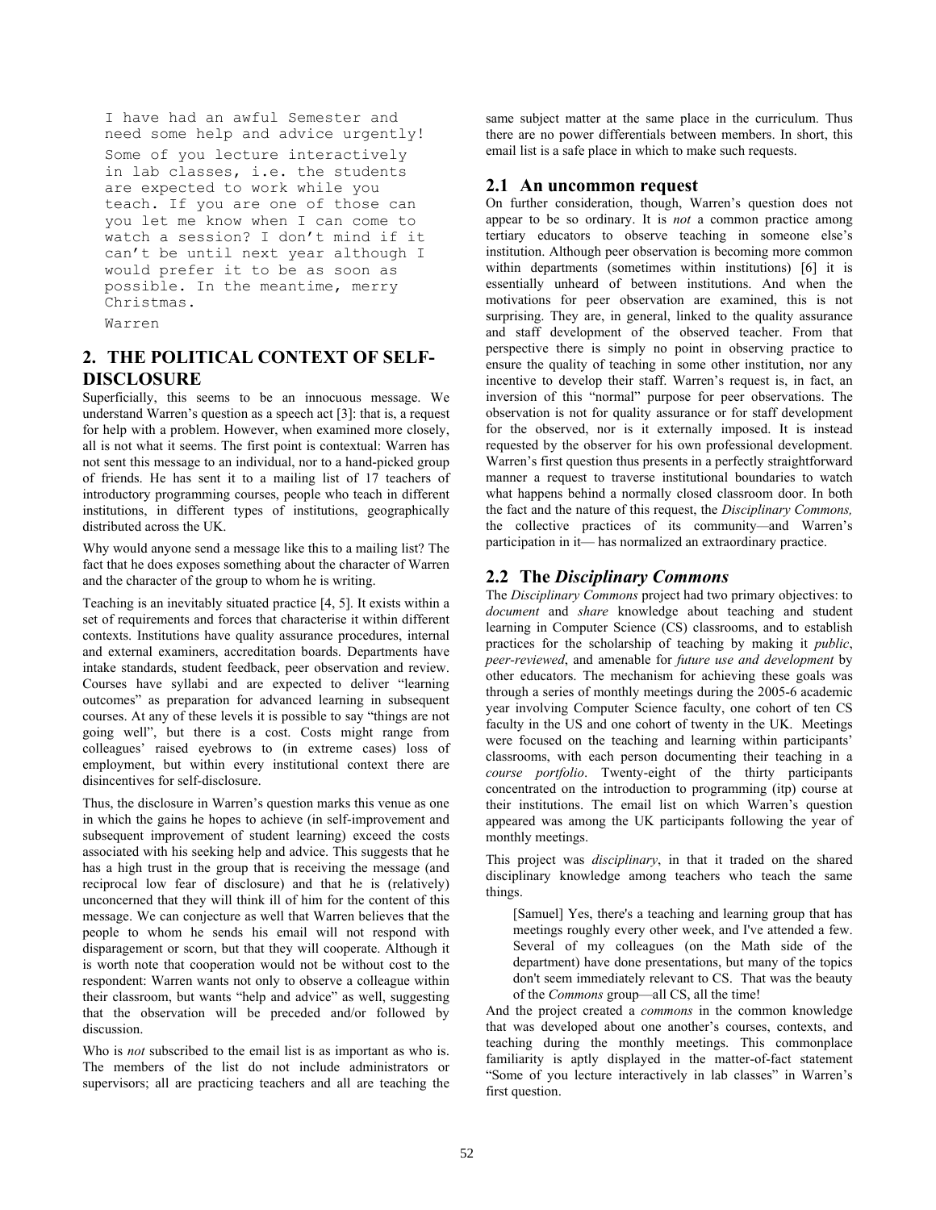```
I have had an awful Semester and need some help and advice urgently!

Some of you lecture interactively in lab classes, i.e. the students are expected to work while you teach. If you are one of those can you let me know when I can come to watch a session? I don't mind if it can't be until next year although I would prefer it to be as soon as possible. In the meantime, merry Christmas.

Warren
```

## 2. THE POLITICAL CONTEXT OF SELF-DISCLOSURE

Superficially, this seems to be an innocuous message. We understand Warren's question as a speech act [3]: that is, a request for help with a problem. However, when examined more closely, all is not what it seems. The first point is contextual: Warren has not sent this message to an individual, nor to a hand-picked group of friends. He has sent it to a mailing list of 17 teachers of introductory programming courses, people who teach in different institutions, in different types of institutions, geographically distributed across the UK.

Why would anyone send a message like this to a mailing list? The fact that he does exposes something about the character of Warren and the character of the group to whom he is writing.

Teaching is an inevitably situated practice [4, 5]. It exists within a set of requirements and forces that characterise it within different contexts. Institutions have quality assurance procedures, internal and external examiners, accreditation boards. Departments have intake standards, student feedback, peer observation and review. Courses have syllabi and are expected to deliver "learning outcomes" as preparation for advanced learning in subsequent courses. At any of these levels it is possible to say "things are not going well", but there is a cost. Costs might range from colleagues' raised eyebrows to (in extreme cases) loss of employment, but within every institutional context there are disincentives for self-disclosure.

Thus, the disclosure in Warren's question marks this venue as one in which the gains he hopes to achieve (in self-improvement and subsequent improvement of student learning) exceed the costs associated with his seeking help and advice. This suggests that he has a high trust in the group that is receiving the message (and reciprocal low fear of disclosure) and that he is (relatively) unconcerned that they will think ill of him for the content of this message. We can conjecture as well that Warren believes that the people to whom he sends his email will not respond with disparagement or scorn, but that they will cooperate. Although it is worth note that cooperation would not be without cost to the respondent: Warren wants not only to observe a colleague within their classroom, but wants "help and advice" as well, suggesting that the observation will be preceded and/or followed by discussion.

Who is *not* subscribed to the email list is as important as who is. The members of the list do not include administrators or supervisors; all are practicing teachers and all are teaching the same subject matter at the same place in the curriculum. Thus there are no power differentials between members. In short, this email list is a safe place in which to make such requests.

### 2.1 An uncommon request

On further consideration, though, Warren's question does not appear to be so ordinary. It is *not* a common practice among tertiary educators to observe teaching in someone else's institution. Although peer observation is becoming more common within departments (sometimes within institutions) [6] it is essentially unheard of between institutions. And when the motivations for peer observation are examined, this is not surprising. They are, in general, linked to the quality assurance and staff development of the observed teacher. From that perspective there is simply no point in observing practice to ensure the quality of teaching in some other institution, nor any incentive to develop their staff. Warren's request is, in fact, an inversion of this "normal" purpose for peer observations. The observation is not for quality assurance or for staff development for the observed, nor is it externally imposed. It is instead requested by the observer for his own professional development. Warren's first question thus presents in a perfectly straightforward manner a request to traverse institutional boundaries to watch what happens behind a normally closed classroom door. In both the fact and the nature of this request, the *Disciplinary Commons,* the collective practices of its community—and Warren's participation in it— has normalized an extraordinary practice.

### 2.2 The *Disciplinary Commons*

The *Disciplinary Commons* project had two primary objectives: to *document* and *share* knowledge about teaching and student learning in Computer Science (CS) classrooms, and to establish practices for the scholarship of teaching by making it *public*, *peer-reviewed*, and amenable for *future use and development* by other educators. The mechanism for achieving these goals was through a series of monthly meetings during the 2005-6 academic year involving Computer Science faculty, one cohort of ten CS faculty in the US and one cohort of twenty in the UK. Meetings were focused on the teaching and learning within participants' classrooms, with each person documenting their teaching in a *course portfolio*. Twenty-eight of the thirty participants concentrated on the introduction to programming (itp) course at their institutions. The email list on which Warren's question appeared was among the UK participants following the year of monthly meetings.

This project was *disciplinary*, in that it traded on the shared disciplinary knowledge among teachers who teach the same things.

> [Samuel] Yes, there's a teaching and learning group that has meetings roughly every other week, and I've attended a few. Several of my colleagues (on the Math side of the department) have done presentations, but many of the topics don't seem immediately relevant to CS. That was the beauty of the *Commons* group—all CS, all the time!

And the project created a *commons* in the common knowledge that was developed about one another's courses, contexts, and teaching during the monthly meetings. This commonplace familiarity is aptly displayed in the matter-of-fact statement "Some of you lecture interactively in lab classes" in Warren's first question.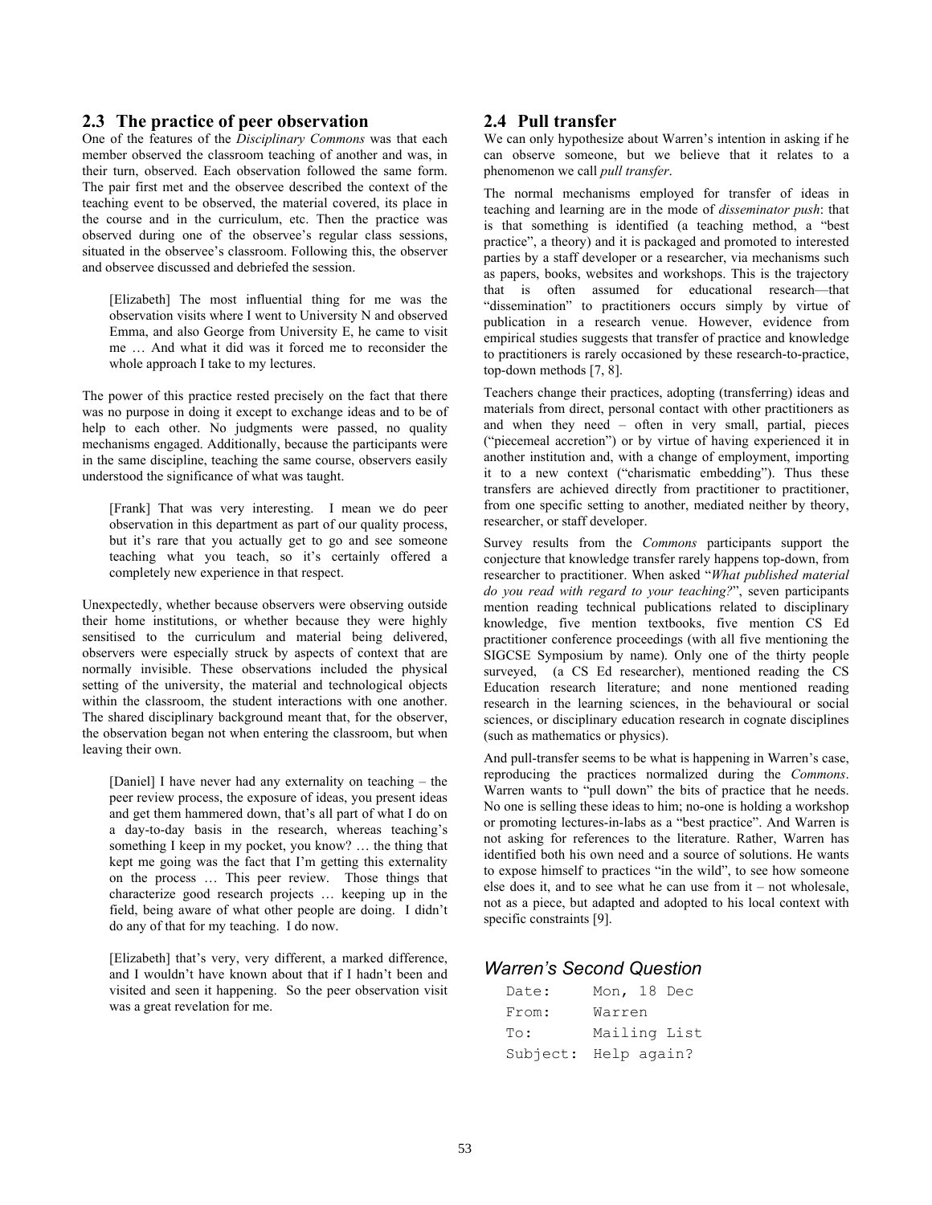## 2.3 The practice of peer observation

One of the features of the *Disciplinary Commons* was that each member observed the classroom teaching of another and was, in their turn, observed. Each observation followed the same form. The pair first met and the observee described the context of the teaching event to be observed, the material covered, its place in the course and in the curriculum, etc. Then the practice was observed during one of the observee's regular class sessions, situated in the observee's classroom. Following this, the observer and observee discussed and debriefed the session.

> [Elizabeth] The most influential thing for me was the observation visits where I went to University N and observed Emma, and also George from University E, he came to visit me … And what it did was it forced me to reconsider the whole approach I take to my lectures.

The power of this practice rested precisely on the fact that there was no purpose in doing it except to exchange ideas and to be of help to each other. No judgments were passed, no quality mechanisms engaged. Additionally, because the participants were in the same discipline, teaching the same course, observers easily understood the significance of what was taught.

> [Frank] That was very interesting. I mean we do peer observation in this department as part of our quality process, but it's rare that you actually get to go and see someone teaching what you teach, so it's certainly offered a completely new experience in that respect.

Unexpectedly, whether because observers were observing outside their home institutions, or whether because they were highly sensitised to the curriculum and material being delivered, observers were especially struck by aspects of context that are normally invisible. These observations included the physical setting of the university, the material and technological objects within the classroom, the student interactions with one another. The shared disciplinary background meant that, for the observer, the observation began not when entering the classroom, but when leaving their own.

> [Daniel] I have never had any externality on teaching – the peer review process, the exposure of ideas, you present ideas and get them hammered down, that's all part of what I do on a day-to-day basis in the research, whereas teaching's something I keep in my pocket, you know? … the thing that kept me going was the fact that I'm getting this externality on the process … This peer review. Those things that characterize good research projects … keeping up in the field, being aware of what other people are doing. I didn't do any of that for my teaching. I do now.

> [Elizabeth] that's very, very different, a marked difference, and I wouldn't have known about that if I hadn't been and visited and seen it happening. So the peer observation visit was a great revelation for me.

## 2.4 Pull transfer

We can only hypothesize about Warren's intention in asking if he can observe someone, but we believe that it relates to a phenomenon we call *pull transfer*.

The normal mechanisms employed for transfer of ideas in teaching and learning are in the mode of *disseminator push*: that is that something is identified (a teaching method, a "best practice", a theory) and it is packaged and promoted to interested parties by a staff developer or a researcher, via mechanisms such as papers, books, websites and workshops. This is the trajectory that is often assumed for educational research—that "dissemination" to practitioners occurs simply by virtue of publication in a research venue. However, evidence from empirical studies suggests that transfer of practice and knowledge to practitioners is rarely occasioned by these research-to-practice, top-down methods [7, 8].

Teachers change their practices, adopting (transferring) ideas and materials from direct, personal contact with other practitioners as and when they need – often in very small, partial, pieces ("piecemeal accretion") or by virtue of having experienced it in another institution and, with a change of employment, importing it to a new context ("charismatic embedding"). Thus these transfers are achieved directly from practitioner to practitioner, from one specific setting to another, mediated neither by theory, researcher, or staff developer.

Survey results from the *Commons* participants support the conjecture that knowledge transfer rarely happens top-down, from researcher to practitioner. When asked "*What published material do you read with regard to your teaching?*", seven participants mention reading technical publications related to disciplinary knowledge, five mention textbooks, five mention CS Ed practitioner conference proceedings (with all five mentioning the SIGCSE Symposium by name). Only one of the thirty people surveyed, (a CS Ed researcher), mentioned reading the CS Education research literature; and none mentioned reading research in the learning sciences, in the behavioural or social sciences, or disciplinary education research in cognate disciplines (such as mathematics or physics).

And pull-transfer seems to be what is happening in Warren's case, reproducing the practices normalized during the *Commons*. Warren wants to "pull down" the bits of practice that he needs. No one is selling these ideas to him; no-one is holding a workshop or promoting lectures-in-labs as a "best practice". And Warren is not asking for references to the literature. Rather, Warren has identified both his own need and a source of solutions. He wants to expose himself to practices "in the wild", to see how someone else does it, and to see what he can use from it – not wholesale, not as a piece, but adapted and adopted to his local context with specific constraints [9].

### *Warren's Second Question*

```
Date:     Mon, 18 Dec
From:     Warren
To:       Mailing List
Subject:  Help again?
```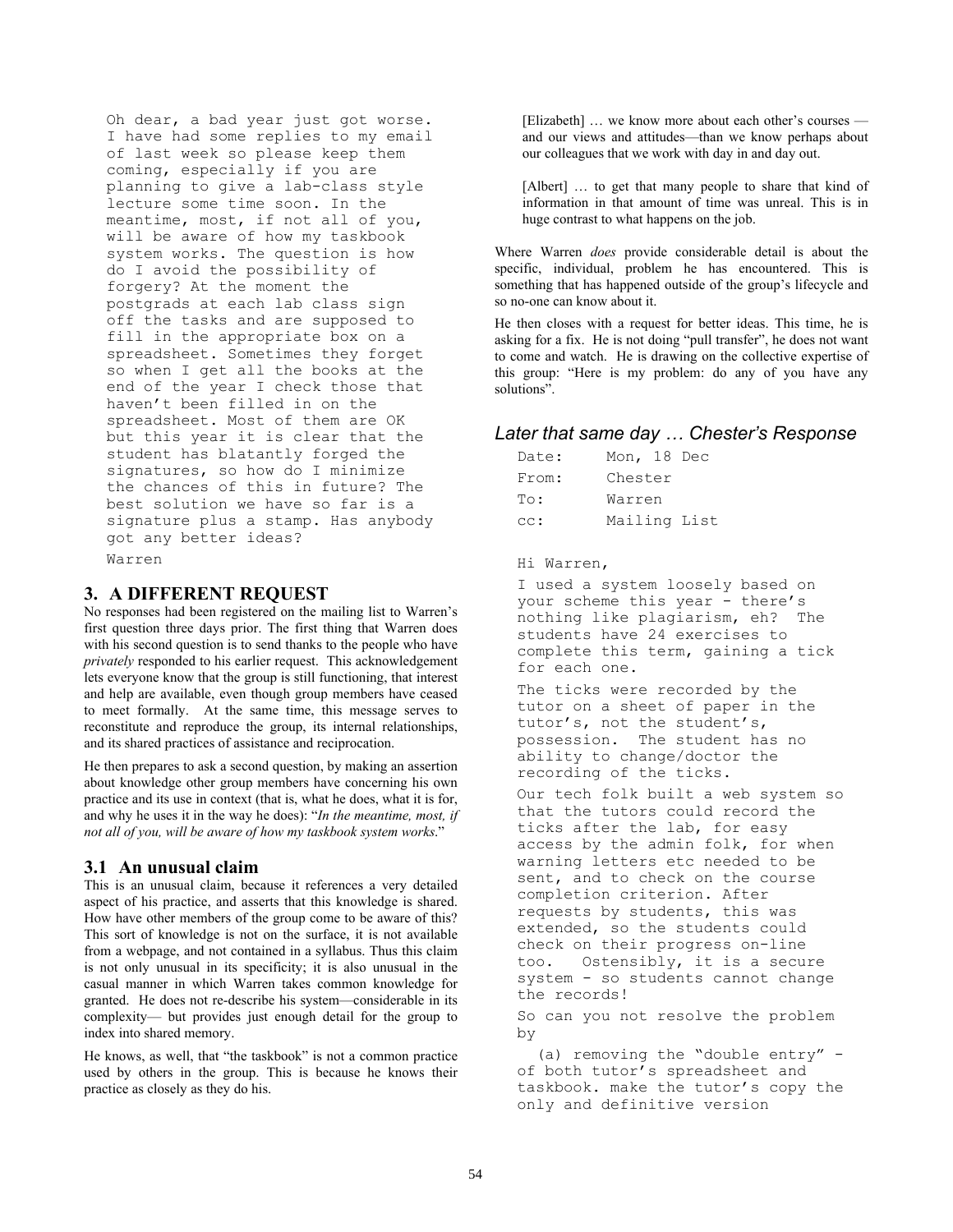```
Oh dear, a bad year just got worse.
I have had some replies to my email
of last week so please keep them
coming, especially if you are
planning to give a lab-class style
lecture some time soon. In the
meantime, most, if not all of you,
will be aware of how my taskbook
system works. The question is how
do I avoid the possibility of
forgery? At the moment the
postgrads at each lab class sign
off the tasks and are supposed to
fill in the appropriate box on a
spreadsheet. Sometimes they forget
so when I get all the books at the
end of the year I check those that
haven't been filled in on the
spreadsheet. Most of them are OK
but this year it is clear that the
student has blatantly forged the
signatures, so how do I minimize
the chances of this in future? The
best solution we have so far is a
signature plus a stamp. Has anybody
got any better ideas?
Warren
```

## 3. A DIFFERENT REQUEST

No responses had been registered on the mailing list to Warren's first question three days prior. The first thing that Warren does with his second question is to send thanks to the people who have *privately* responded to his earlier request. This acknowledgement lets everyone know that the group is still functioning, that interest and help are available, even though group members have ceased to meet formally. At the same time, this message serves to reconstitute and reproduce the group, its internal relationships, and its shared practices of assistance and reciprocation.

He then prepares to ask a second question, by making an assertion about knowledge other group members have concerning his own practice and its use in context (that is, what he does, what it is for, and why he uses it in the way he does): "*In the meantime, most, if not all of you, will be aware of how my taskbook system works.*"

### 3.1 An unusual claim

This is an unusual claim, because it references a very detailed aspect of his practice, and asserts that this knowledge is shared. How have other members of the group come to be aware of this? This sort of knowledge is not on the surface, it is not available from a webpage, and not contained in a syllabus. Thus this claim is not only unusual in its specificity; it is also unusual in the casual manner in which Warren takes common knowledge for granted. He does not re-describe his system—considerable in its complexity— but provides just enough detail for the group to index into shared memory.

He knows, as well, that "the taskbook" is not a common practice used by others in the group. This is because he knows their practice as closely as they do his.

> [Elizabeth] … we know more about each other's courses — and our views and attitudes—than we know perhaps about our colleagues that we work with day in and day out.

> [Albert] … to get that many people to share that kind of information in that amount of time was unreal. This is in huge contrast to what happens on the job.

Where Warren *does* provide considerable detail is about the specific, individual, problem he has encountered. This is something that has happened outside of the group's lifecycle and so no-one can know about it.

He then closes with a request for better ideas. This time, he is asking for a fix. He is not doing "pull transfer", he does not want to come and watch. He is drawing on the collective expertise of this group: "Here is my problem: do any of you have any solutions".

### *Later that same day … Chester's Response*

```
Date:     Mon, 18 Dec
From:     Chester
To:       Warren
cc:       Mailing List

Hi Warren,
I used a system loosely based on
your scheme this year - there's
nothing like plagiarism, eh?  The
students have 24 exercises to
complete this term, gaining a tick
for each one.
The ticks were recorded by the
tutor on a sheet of paper in the
tutor's, not the student's,
possession.  The student has no
ability to change/doctor the
recording of the ticks.
Our tech folk built a web system so
that the tutors could record the
ticks after the lab, for easy
access by the admin folk, for when
warning letters etc needed to be
sent, and to check on the course
completion criterion. After
requests by students, this was
extended, so the students could
check on their progress on-line
too.   Ostensibly, it is a secure
system - so students cannot change
the records!
So can you not resolve the problem
by
  (a) removing the "double entry" -
of both tutor's spreadsheet and
taskbook. make the tutor's copy the
only and definitive version
```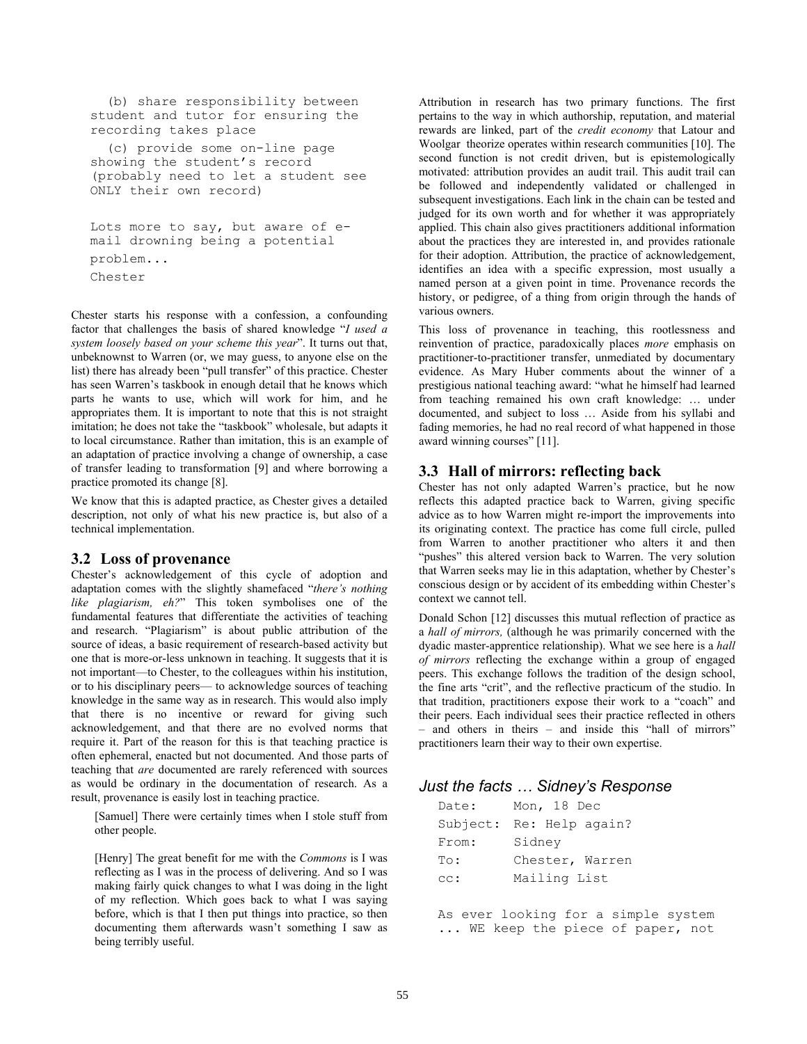```
  (b) share responsibility between
student and tutor for ensuring the
recording takes place

  (c) provide some on-line page
showing the student's record
(probably need to let a student see
ONLY their own record)

Lots more to say, but aware of e-
mail drowning being a potential
problem...
Chester
```

Chester starts his response with a confession, a confounding factor that challenges the basis of shared knowledge "*I used a system loosely based on your scheme this year*". It turns out that, unbeknownst to Warren (or, we may guess, to anyone else on the list) there has already been "pull transfer" of this practice. Chester has seen Warren's taskbook in enough detail that he knows which parts he wants to use, which will work for him, and he appropriates them. It is important to note that this is not straight imitation; he does not take the "taskbook" wholesale, but adapts it to local circumstance. Rather than imitation, this is an example of an adaptation of practice involving a change of ownership, a case of transfer leading to transformation [9] and where borrowing a practice promoted its change [8].

We know that this is adapted practice, as Chester gives a detailed description, not only of what his new practice is, but also of a technical implementation.

### 3.2 Loss of provenance

Chester's acknowledgement of this cycle of adoption and adaptation comes with the slightly shamefaced "*there's nothing like plagiarism, eh?*" This token symbolises one of the fundamental features that differentiate the activities of teaching and research. "Plagiarism" is about public attribution of the source of ideas, a basic requirement of research-based activity but one that is more-or-less unknown in teaching. It suggests that it is not important—to Chester, to the colleagues within his institution, or to his disciplinary peers— to acknowledge sources of teaching knowledge in the same way as in research. This would also imply that there is no incentive or reward for giving such acknowledgement, and that there are no evolved norms that require it. Part of the reason for this is that teaching practice is often ephemeral, enacted but not documented. And those parts of teaching that *are* documented are rarely referenced with sources as would be ordinary in the documentation of research. As a result, provenance is easily lost in teaching practice.

> [Samuel] There were certainly times when I stole stuff from other people.
>
> [Henry] The great benefit for me with the *Commons* is I was reflecting as I was in the process of delivering. And so I was making fairly quick changes to what I was doing in the light of my reflection. Which goes back to what I was saying before, which is that I then put things into practice, so then documenting them afterwards wasn't something I saw as being terribly useful.

Attribution in research has two primary functions. The first pertains to the way in which authorship, reputation, and material rewards are linked, part of the *credit economy* that Latour and Woolgar theorize operates within research communities [10]. The second function is not credit driven, but is epistemologically motivated: attribution provides an audit trail. This audit trail can be followed and independently validated or challenged in subsequent investigations. Each link in the chain can be tested and judged for its own worth and for whether it was appropriately applied. This chain also gives practitioners additional information about the practices they are interested in, and provides rationale for their adoption. Attribution, the practice of acknowledgement, identifies an idea with a specific expression, most usually a named person at a given point in time. Provenance records the history, or pedigree, of a thing from origin through the hands of various owners.

This loss of provenance in teaching, this rootlessness and reinvention of practice, paradoxically places *more* emphasis on practitioner-to-practitioner transfer, unmediated by documentary evidence. As Mary Huber comments about the winner of a prestigious national teaching award: "what he himself had learned from teaching remained his own craft knowledge: … under documented, and subject to loss … Aside from his syllabi and fading memories, he had no real record of what happened in those award winning courses" [11].

### 3.3 Hall of mirrors: reflecting back

Chester has not only adapted Warren's practice, but he now reflects this adapted practice back to Warren, giving specific advice as to how Warren might re-import the improvements into its originating context. The practice has come full circle, pulled from Warren to another practitioner who alters it and then "pushes" this altered version back to Warren. The very solution that Warren seeks may lie in this adaptation, whether by Chester's conscious design or by accident of its embedding within Chester's context we cannot tell.

Donald Schon [12] discusses this mutual reflection of practice as a *hall of mirrors,* (although he was primarily concerned with the dyadic master-apprentice relationship). What we see here is a *hall of mirrors* reflecting the exchange within a group of engaged peers. This exchange follows the tradition of the design school, the fine arts "crit", and the reflective practicum of the studio. In that tradition, practitioners expose their work to a "coach" and their peers. Each individual sees their practice reflected in others – and others in theirs – and inside this "hall of mirrors" practitioners learn their way to their own expertise.

### *Just the facts … Sidney's Response*

```
Date:     Mon, 18 Dec
Subject:  Re: Help again?
From:     Sidney
To:       Chester, Warren
cc:       Mailing List

As ever looking for a simple system
... WE keep the piece of paper, not
```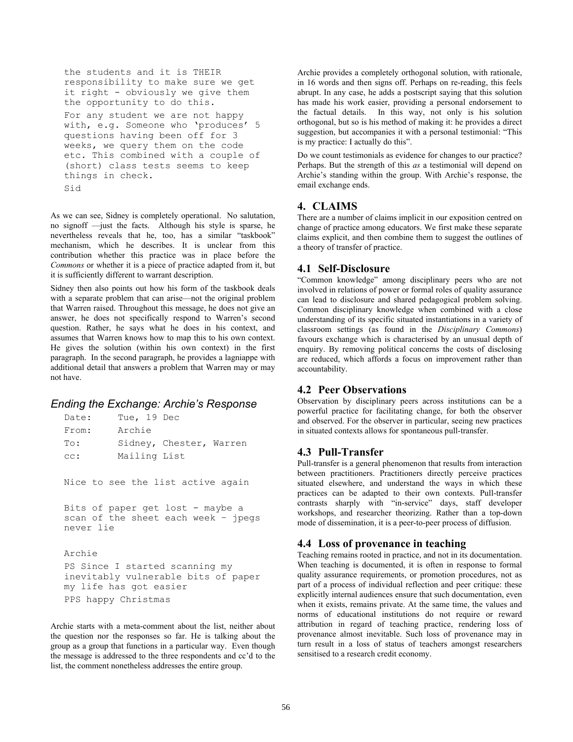```
the students and it is THEIR
responsibility to make sure we get
it right - obviously we give them
the opportunity to do this.

For any student we are not happy
with, e.g. Someone who 'produces' 5
questions having been off for 3
weeks, we query them on the code
etc. This combined with a couple of
(short) class tests seems to keep
things in check.

Sid
```

As we can see, Sidney is completely operational. No salutation, no signoff —just the facts. Although his style is sparse, he nevertheless reveals that he, too, has a similar "taskbook" mechanism, which he describes. It is unclear from this contribution whether this practice was in place before the *Commons* or whether it is a piece of practice adapted from it, but it is sufficiently different to warrant description.

Sidney then also points out how his form of the taskbook deals with a separate problem that can arise—not the original problem that Warren raised. Throughout this message, he does not give an answer, he does not specifically respond to Warren's second question. Rather, he says what he does in his context, and assumes that Warren knows how to map this to his own context. He gives the solution (within his own context) in the first paragraph. In the second paragraph, he provides a lagniappe with additional detail that answers a problem that Warren may or may not have.

### *Ending the Exchange: Archie's Response*

```
Date:     Tue, 19 Dec
From:     Archie
To:       Sidney, Chester, Warren
cc:       Mailing List

Nice to see the list active again

Bits of paper get lost - maybe a
scan of the sheet each week – jpegs
never lie

Archie

PS Since I started scanning my
inevitably vulnerable bits of paper
my life has got easier

PPS happy Christmas
```

Archie starts with a meta-comment about the list, neither about the question nor the responses so far. He is talking about the group as a group that functions in a particular way. Even though the message is addressed to the three respondents and cc'd to the list, the comment nonetheless addresses the entire group.

Archie provides a completely orthogonal solution, with rationale, in 16 words and then signs off. Perhaps on re-reading, this feels abrupt. In any case, he adds a postscript saying that this solution has made his work easier, providing a personal endorsement to the factual details. In this way, not only is his solution orthogonal, but so is his method of making it: he provides a direct suggestion, but accompanies it with a personal testimonial: "This is my practice: I actually do this".

Do we count testimonials as evidence for changes to our practice? Perhaps. But the strength of this *as* a testimonial will depend on Archie's standing within the group. With Archie's response, the email exchange ends.

## 4. CLAIMS

There are a number of claims implicit in our exposition centred on change of practice among educators. We first make these separate claims explicit, and then combine them to suggest the outlines of a theory of transfer of practice.

### 4.1 Self-Disclosure

"Common knowledge" among disciplinary peers who are not involved in relations of power or formal roles of quality assurance can lead to disclosure and shared pedagogical problem solving. Common disciplinary knowledge when combined with a close understanding of its specific situated instantiations in a variety of classroom settings (as found in the *Disciplinary Commons*) favours exchange which is characterised by an unusual depth of enquiry. By removing political concerns the costs of disclosing are reduced, which affords a focus on improvement rather than accountability.

### 4.2 Peer Observations

Observation by disciplinary peers across institutions can be a powerful practice for facilitating change, for both the observer and observed. For the observer in particular, seeing new practices in situated contexts allows for spontaneous pull-transfer.

### 4.3 Pull-Transfer

Pull-transfer is a general phenomenon that results from interaction between practitioners. Practitioners directly perceive practices situated elsewhere, and understand the ways in which these practices can be adapted to their own contexts. Pull-transfer contrasts sharply with "in-service" days, staff developer workshops, and researcher theorizing. Rather than a top-down mode of dissemination, it is a peer-to-peer process of diffusion.

### 4.4 Loss of provenance in teaching

Teaching remains rooted in practice, and not in its documentation. When teaching is documented, it is often in response to formal quality assurance requirements, or promotion procedures, not as part of a process of individual reflection and peer critique: these explicitly internal audiences ensure that such documentation, even when it exists, remains private. At the same time, the values and norms of educational institutions do not require or reward attribution in regard of teaching practice, rendering loss of provenance almost inevitable. Such loss of provenance may in turn result in a loss of status of teachers amongst researchers sensitised to a research credit economy.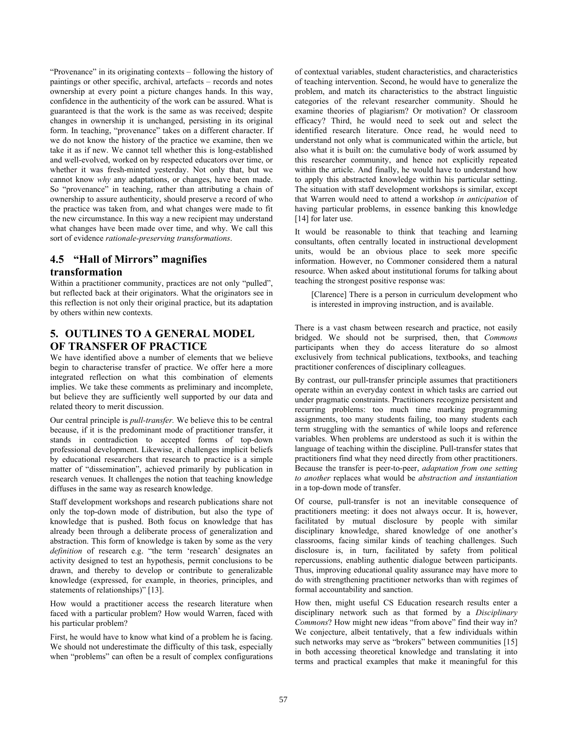"Provenance" in its originating contexts – following the history of paintings or other specific, archival, artefacts – records and notes ownership at every point a picture changes hands. In this way, confidence in the authenticity of the work can be assured. What is guaranteed is that the work is the same as was received; despite changes in ownership it is unchanged, persisting in its original form. In teaching, "provenance" takes on a different character. If we do not know the history of the practice we examine, then we take it as if new. We cannot tell whether this is long-established and well-evolved, worked on by respected educators over time, or whether it was fresh-minted yesterday. Not only that, but we cannot know *why* any adaptations, or changes, have been made. So "provenance" in teaching, rather than attributing a chain of ownership to assure authenticity, should preserve a record of who the practice was taken from, and what changes were made to fit the new circumstance. In this way a new recipient may understand what changes have been made over time, and why. We call this sort of evidence *rationale-preserving transformations*.

### 4.5 "Hall of Mirrors" magnifies transformation

Within a practitioner community, practices are not only "pulled", but reflected back at their originators. What the originators see in this reflection is not only their original practice, but its adaptation by others within new contexts.

## 5. OUTLINES TO A GENERAL MODEL OF TRANSFER OF PRACTICE

We have identified above a number of elements that we believe begin to characterise transfer of practice. We offer here a more integrated reflection on what this combination of elements implies. We take these comments as preliminary and incomplete, but believe they are sufficiently well supported by our data and related theory to merit discussion.

Our central principle is *pull-transfer.* We believe this to be central because, if it is the predominant mode of practitioner transfer, it stands in contradiction to accepted forms of top-down professional development. Likewise, it challenges implicit beliefs by educational researchers that research to practice is a simple matter of "dissemination", achieved primarily by publication in research venues. It challenges the notion that teaching knowledge diffuses in the same way as research knowledge.

Staff development workshops and research publications share not only the top-down mode of distribution, but also the type of knowledge that is pushed. Both focus on knowledge that has already been through a deliberate process of generalization and abstraction. This form of knowledge is taken by some as the very *definition* of research e.g. "the term 'research' designates an activity designed to test an hypothesis, permit conclusions to be drawn, and thereby to develop or contribute to generalizable knowledge (expressed, for example, in theories, principles, and statements of relationships)" [13].

How would a practitioner access the research literature when faced with a particular problem? How would Warren, faced with his particular problem?

First, he would have to know what kind of a problem he is facing. We should not underestimate the difficulty of this task, especially when "problems" can often be a result of complex configurations of contextual variables, student characteristics, and characteristics of teaching intervention. Second, he would have to generalize the problem, and match its characteristics to the abstract linguistic categories of the relevant researcher community. Should he examine theories of plagiarism? Or motivation? Or classroom efficacy? Third, he would need to seek out and select the identified research literature. Once read, he would need to understand not only what is communicated within the article, but also what it is built on: the cumulative body of work assumed by this researcher community, and hence not explicitly repeated within the article. And finally, he would have to understand how to apply this abstracted knowledge within his particular setting. The situation with staff development workshops is similar, except that Warren would need to attend a workshop *in anticipation* of having particular problems, in essence banking this knowledge [14] for later use.

It would be reasonable to think that teaching and learning consultants, often centrally located in instructional development units, would be an obvious place to seek more specific information. However, no Commoner considered them a natural resource. When asked about institutional forums for talking about teaching the strongest positive response was:

> [Clarence] There is a person in curriculum development who is interested in improving instruction, and is available.

There is a vast chasm between research and practice, not easily bridged. We should not be surprised, then, that *Commons* participants when they do access literature do so almost exclusively from technical publications, textbooks, and teaching practitioner conferences of disciplinary colleagues.

By contrast, our pull-transfer principle assumes that practitioners operate within an everyday context in which tasks are carried out under pragmatic constraints. Practitioners recognize persistent and recurring problems: too much time marking programming assignments, too many students failing, too many students each term struggling with the semantics of while loops and reference variables. When problems are understood as such it is within the language of teaching within the discipline. Pull-transfer states that practitioners find what they need directly from other practitioners. Because the transfer is peer-to-peer, *adaptation from one setting to another* replaces what would be *abstraction and instantiation* in a top-down mode of transfer.

Of course, pull-transfer is not an inevitable consequence of practitioners meeting: it does not always occur. It is, however, facilitated by mutual disclosure by people with similar disciplinary knowledge, shared knowledge of one another's classrooms, facing similar kinds of teaching challenges. Such disclosure is, in turn, facilitated by safety from political repercussions, enabling authentic dialogue between participants. Thus, improving educational quality assurance may have more to do with strengthening practitioner networks than with regimes of formal accountability and sanction.

How then, might useful CS Education research results enter a disciplinary network such as that formed by a *Disciplinary Commons*? How might new ideas "from above" find their way in? We conjecture, albeit tentatively, that a few individuals within such networks may serve as "brokers" between communities [15] in both accessing theoretical knowledge and translating it into terms and practical examples that make it meaningful for this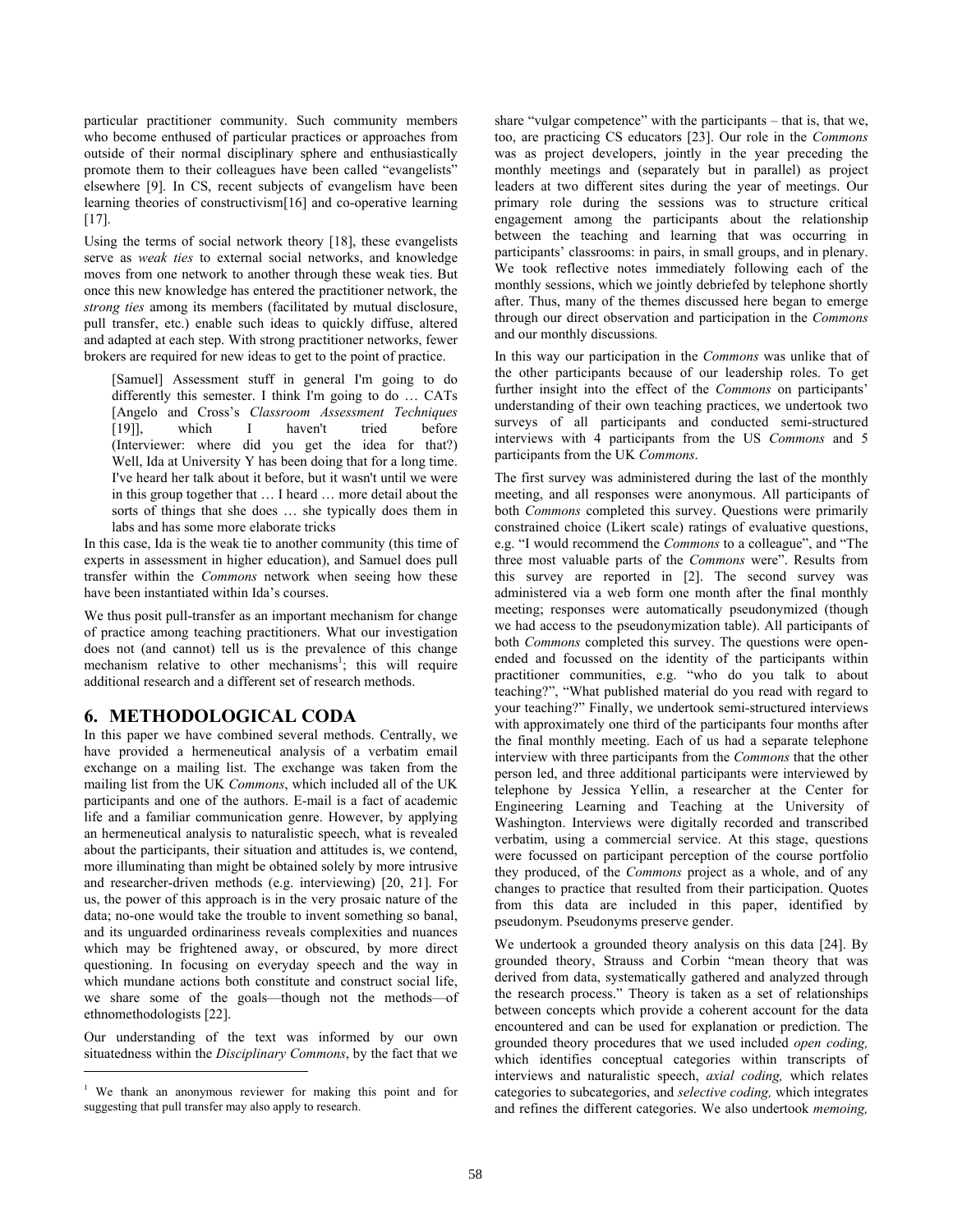particular practitioner community. Such community members who become enthused of particular practices or approaches from outside of their normal disciplinary sphere and enthusiastically promote them to their colleagues have been called "evangelists" elsewhere [9]. In CS, recent subjects of evangelism have been learning theories of constructivism[16] and co-operative learning [17].

Using the terms of social network theory [18], these evangelists serve as *weak ties* to external social networks, and knowledge moves from one network to another through these weak ties. But once this new knowledge has entered the practitioner network, the *strong ties* among its members (facilitated by mutual disclosure, pull transfer, etc.) enable such ideas to quickly diffuse, altered and adapted at each step. With strong practitioner networks, fewer brokers are required for new ideas to get to the point of practice.

> [Samuel] Assessment stuff in general I'm going to do differently this semester. I think I'm going to do … CATs [Angelo and Cross's *Classroom Assessment Techniques* [19]], which I haven't tried before (Interviewer: where did you get the idea for that?) Well, Ida at University Y has been doing that for a long time. I've heard her talk about it before, but it wasn't until we were in this group together that … I heard … more detail about the sorts of things that she does … she typically does them in labs and has some more elaborate tricks

In this case, Ida is the weak tie to another community (this time of experts in assessment in higher education), and Samuel does pull transfer within the *Commons* network when seeing how these have been instantiated within Ida's courses.

We thus posit pull-transfer as an important mechanism for change of practice among teaching practitioners. What our investigation does not (and cannot) tell us is the prevalence of this change mechanism relative to other mechanisms[1]; this will require additional research and a different set of research methods.

## 6. METHODOLOGICAL CODA

In this paper we have combined several methods. Centrally, we have provided a hermeneutical analysis of a verbatim email exchange on a mailing list. The exchange was taken from the mailing list from the UK *Commons*, which included all of the UK participants and one of the authors. E-mail is a fact of academic life and a familiar communication genre. However, by applying an hermeneutical analysis to naturalistic speech, what is revealed about the participants, their situation and attitudes is, we contend, more illuminating than might be obtained solely by more intrusive and researcher-driven methods (e.g. interviewing) [20, 21]. For us, the power of this approach is in the very prosaic nature of the data; no-one would take the trouble to invent something so banal, and its unguarded ordinariness reveals complexities and nuances which may be frightened away, or obscured, by more direct questioning. In focusing on everyday speech and the way in which mundane actions both constitute and construct social life, we share some of the goals—though not the methods—of ethnomethodologists [22].

Our understanding of the text was informed by our own situatedness within the *Disciplinary Commons*, by the fact that we share "vulgar competence" with the participants – that is, that we, too, are practicing CS educators [23]. Our role in the *Commons* was as project developers, jointly in the year preceding the monthly meetings and (separately but in parallel) as project leaders at two different sites during the year of meetings. Our primary role during the sessions was to structure critical engagement among the participants about the relationship between the teaching and learning that was occurring in participants' classrooms: in pairs, in small groups, and in plenary. We took reflective notes immediately following each of the monthly sessions, which we jointly debriefed by telephone shortly after. Thus, many of the themes discussed here began to emerge through our direct observation and participation in the *Commons* and our monthly discussions.

In this way our participation in the *Commons* was unlike that of the other participants because of our leadership roles. To get further insight into the effect of the *Commons* on participants' understanding of their own teaching practices, we undertook two surveys of all participants and conducted semi-structured interviews with 4 participants from the US *Commons* and 5 participants from the UK *Commons*.

The first survey was administered during the last of the monthly meeting, and all responses were anonymous. All participants of both *Commons* completed this survey. Questions were primarily constrained choice (Likert scale) ratings of evaluative questions, e.g. "I would recommend the *Commons* to a colleague", and "The three most valuable parts of the *Commons* were". Results from this survey are reported in [2]. The second survey was administered via a web form one month after the final monthly meeting; responses were automatically pseudonymized (though we had access to the pseudonymization table). All participants of both *Commons* completed this survey. The questions were open-ended and focussed on the identity of the participants within practitioner communities, e.g. "who do you talk to about teaching?", "What published material do you read with regard to your teaching?" Finally, we undertook semi-structured interviews with approximately one third of the participants four months after the final monthly meeting. Each of us had a separate telephone interview with three participants from the *Commons* that the other person led, and three additional participants were interviewed by telephone by Jessica Yellin, a researcher at the Center for Engineering Learning and Teaching at the University of Washington. Interviews were digitally recorded and transcribed verbatim, using a commercial service. At this stage, questions were focussed on participant perception of the course portfolio they produced, of the *Commons* project as a whole, and of any changes to practice that resulted from their participation. Quotes from this data are included in this paper, identified by pseudonym. Pseudonyms preserve gender.

We undertook a grounded theory analysis on this data [24]. By grounded theory, Strauss and Corbin "mean theory that was derived from data, systematically gathered and analyzed through the research process." Theory is taken as a set of relationships between concepts which provide a coherent account for the data encountered and can be used for explanation or prediction. The grounded theory procedures that we used included *open coding,* which identifies conceptual categories within transcripts of interviews and naturalistic speech, *axial coding,* which relates categories to subcategories, and *selective coding,* which integrates and refines the different categories. We also undertook *memoing,*

[1] We thank an anonymous reviewer for making this point and for suggesting that pull transfer may also apply to research.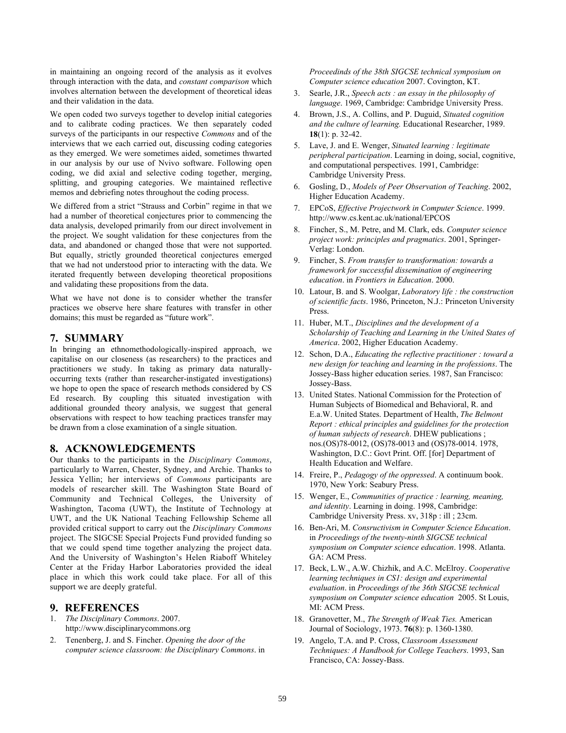in maintaining an ongoing record of the analysis as it evolves through interaction with the data, and *constant comparison* which involves alternation between the development of theoretical ideas and their validation in the data.

We open coded two surveys together to develop initial categories and to calibrate coding practices. We then separately coded surveys of the participants in our respective *Commons* and of the interviews that we each carried out, discussing coding categories as they emerged. We were sometimes aided, sometimes thwarted in our analysis by our use of Nvivo software. Following open coding, we did axial and selective coding together, merging, splitting, and grouping categories. We maintained reflective memos and debriefing notes throughout the coding process.

We differed from a strict "Strauss and Corbin" regime in that we had a number of theoretical conjectures prior to commencing the data analysis, developed primarily from our direct involvement in the project. We sought validation for these conjectures from the data, and abandoned or changed those that were not supported. But equally, strictly grounded theoretical conjectures emerged that we had not understood prior to interacting with the data. We iterated frequently between developing theoretical propositions and validating these propositions from the data.

What we have not done is to consider whether the transfer practices we observe here share features with transfer in other domains; this must be regarded as "future work".

## 7. SUMMARY

In bringing an ethnomethodologically-inspired approach, we capitalise on our closeness (as researchers) to the practices and practitioners we study. In taking as primary data naturally-occurring texts (rather than researcher-instigated investigations) we hope to open the space of research methods considered by CS Ed research. By coupling this situated investigation with additional grounded theory analysis, we suggest that general observations with respect to how teaching practices transfer may be drawn from a close examination of a single situation.

## 8. ACKNOWLEDGEMENTS

Our thanks to the participants in the *Disciplinary Commons*, particularly to Warren, Chester, Sydney, and Archie. Thanks to Jessica Yellin; her interviews of *Commons* participants are models of researcher skill. The Washington State Board of Community and Technical Colleges, the University of Washington, Tacoma (UWT), the Institute of Technology at UWT, and the UK National Teaching Fellowship Scheme all provided critical support to carry out the *Disciplinary Commons* project. The SIGCSE Special Projects Fund provided funding so that we could spend time together analyzing the project data. And the University of Washington's Helen Riaboff Whiteley Center at the Friday Harbor Laboratories provided the ideal place in which this work could take place. For all of this support we are deeply grateful.

## 9. REFERENCES

1. *The Disciplinary Commons*. 2007. http://www.disciplinarycommons.org
2. Tenenberg, J. and S. Fincher. *Opening the door of the computer science classroom: the Disciplinary Commons*. in *Proceedinds of the 38th SIGCSE technical symposium on Computer science education* 2007. Covington, KT.
3. Searle, J.R., *Speech acts : an essay in the philosophy of language*. 1969, Cambridge: Cambridge University Press.
4. Brown, J.S., A. Collins, and P. Duguid, *Situated cognition and the culture of learning.* Educational Researcher, 1989. **18**(1): p. 32-42.
5. Lave, J. and E. Wenger, *Situated learning : legitimate peripheral participation*. Learning in doing, social, cognitive, and computational perspectives. 1991, Cambridge: Cambridge University Press.
6. Gosling, D., *Models of Peer Observation of Teaching*. 2002, Higher Education Academy.
7. EPCoS, *Effective Projectwork in Computer Science*. 1999. http://www.cs.kent.ac.uk/national/EPCOS
8. Fincher, S., M. Petre, and M. Clark, eds. *Computer science project work: principles and pragmatics*. 2001, Springer-Verlag: London.
9. Fincher, S. *From transfer to transformation: towards a framework for successful dissemination of engineering education*. in *Frontiers in Education*. 2000.
10. Latour, B. and S. Woolgar, *Laboratory life : the construction of scientific facts*. 1986, Princeton, N.J.: Princeton University Press.
11. Huber, M.T., *Disciplines and the development of a Scholarship of Teaching and Learning in the United States of America*. 2002, Higher Education Academy.
12. Schon, D.A., *Educating the reflective practitioner : toward a new design for teaching and learning in the professions*. The Jossey-Bass higher education series. 1987, San Francisco: Jossey-Bass.
13. United States. National Commission for the Protection of Human Subjects of Biomedical and Behavioral, R. and E.a.W. United States. Department of Health, *The Belmont Report : ethical principles and guidelines for the protection of human subjects of research*. DHEW publications ; nos.(OS)78-0012, (OS)78-0013 and (OS)78-0014. 1978, Washington, D.C.: Govt Print. Off. [for] Department of Health Education and Welfare.
14. Freire, P., *Pedagogy of the oppressed*. A continuum book. 1970, New York: Seabury Press.
15. Wenger, E., *Communities of practice : learning, meaning, and identity*. Learning in doing. 1998, Cambridge: Cambridge University Press. xv, 318p : ill ; 23cm.
16. Ben-Ari, M. *Consructivism in Computer Science Education*. in *Proceedings of the twenty-ninth SIGCSE technical symposium on Computer science education*. 1998. Atlanta. GA: ACM Press.
17. Beck, L.W., A.W. Chizhik, and A.C. McElroy. *Cooperative learning techniques in CS1: design and experimental evaluation*. in *Proceedings of the 36th SIGCSE technical symposium on Computer science education* 2005. St Louis, MI: ACM Press.
18. Granovetter, M., *The Strength of Weak Ties.* American Journal of Sociology, 1973. **76**(8): p. 1360-1380.
19. Angelo, T.A. and P. Cross, *Classroom Assessment Techniques: A Handbook for College Teachers*. 1993, San Francisco, CA: Jossey-Bass.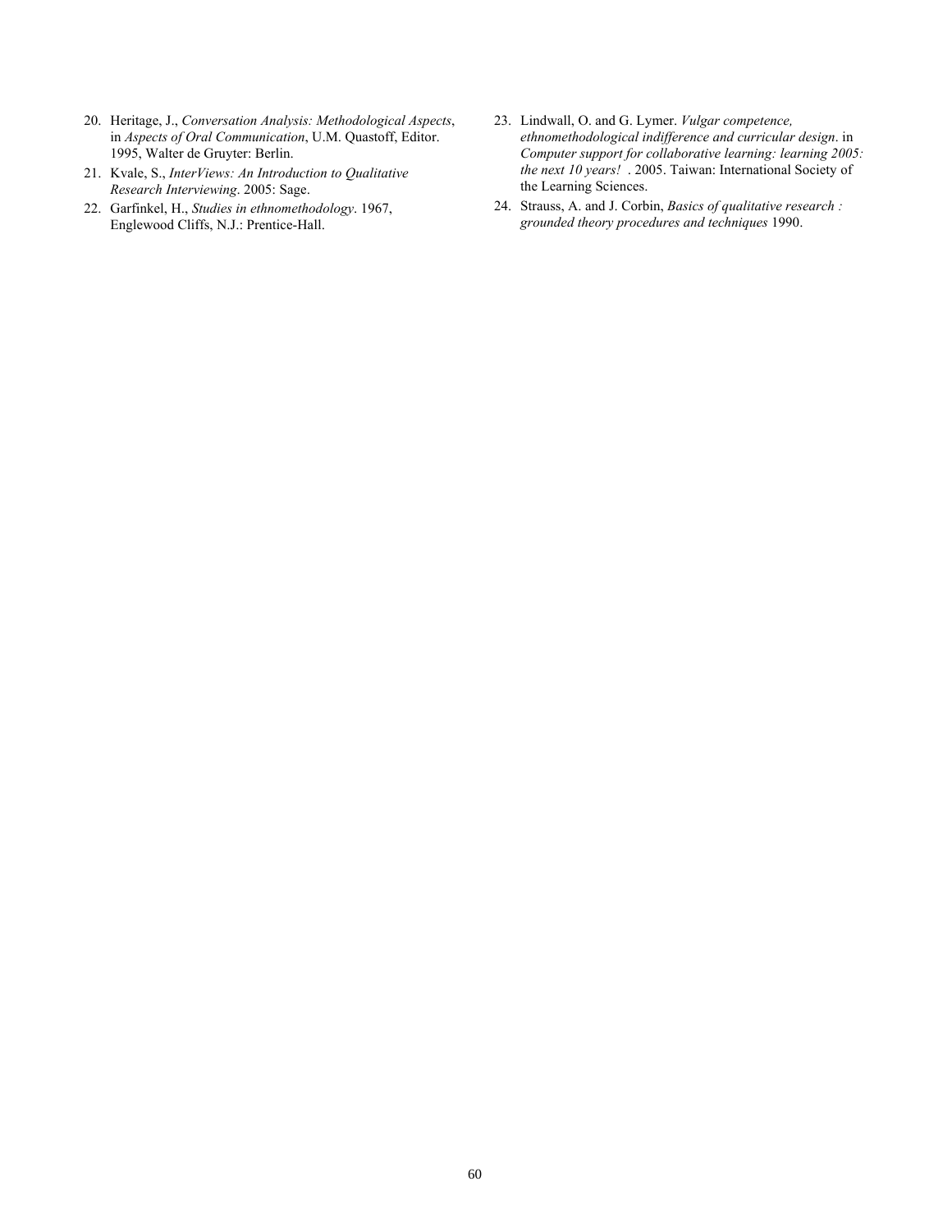20. Heritage, J., *Conversation Analysis: Methodological Aspects*, in *Aspects of Oral Communication*, U.M. Quastoff, Editor. 1995, Walter de Gruyter: Berlin.
21. Kvale, S., *InterViews: An Introduction to Qualitative Research Interviewing*. 2005: Sage.
22. Garfinkel, H., *Studies in ethnomethodology*. 1967, Englewood Cliffs, N.J.: Prentice-Hall.
23. Lindwall, O. and G. Lymer. *Vulgar competence, ethnomethodological indifference and curricular design*. in *Computer support for collaborative learning: learning 2005: the next 10 years!* . 2005. Taiwan: International Society of the Learning Sciences.
24. Strauss, A. and J. Corbin, *Basics of qualitative research : grounded theory procedures and techniques* 1990.